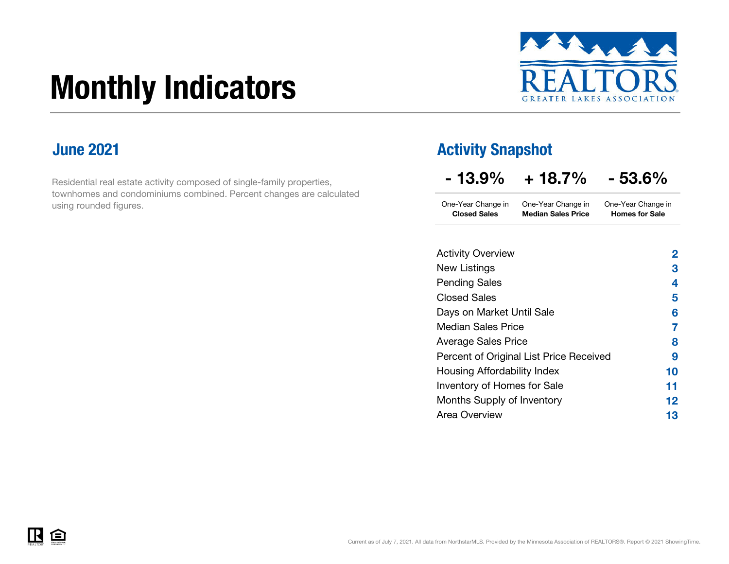# Monthly Indicators

REALTORS®
GREATER LAKES ASSOCIATION

## June 2021

Residential real estate activity composed of single-family properties, townhomes and condominiums combined. Percent changes are calculated using rounded figures.

## Activity Snapshot

| - 13.9% | + 18.7% | - 53.6% |
|---|---|---|
| One-Year Change in **Closed Sales** | One-Year Change in **Median Sales Price** | One-Year Change in **Homes for Sale** |

| | |
|---|---|
| Activity Overview | **2** |
| New Listings | **3** |
| Pending Sales | **4** |
| Closed Sales | **5** |
| Days on Market Until Sale | **6** |
| Median Sales Price | **7** |
| Average Sales Price | **8** |
| Percent of Original List Price Received | **9** |
| Housing Affordability Index | **10** |
| Inventory of Homes for Sale | **11** |
| Months Supply of Inventory | **12** |
| Area Overview | **13** |

Current as of July 7, 2021. All data from NorthstarMLS. Provided by the Minnesota Association of REALTORS®. Report © 2021 ShowingTime.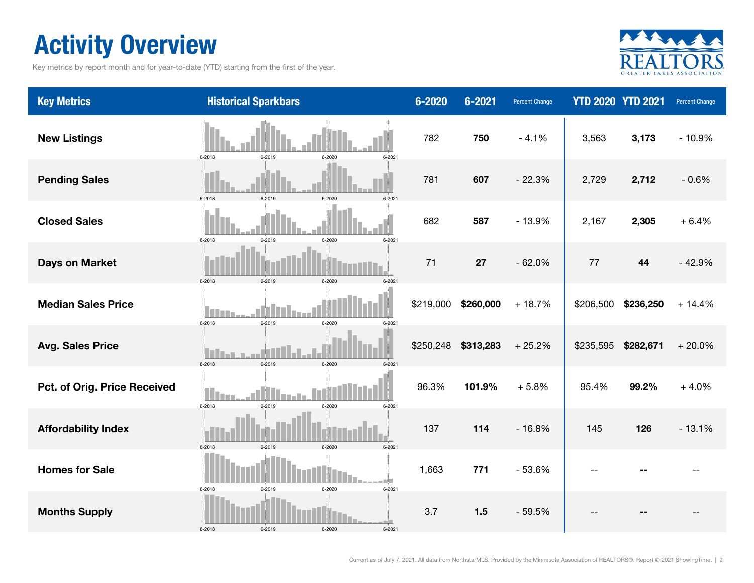# Activity Overview

Key metrics by report month and for year-to-date (YTD) starting from the first of the year.

| Key Metrics | Historical Sparkbars | 6-2020 | 6-2021 | Percent Change | YTD 2020 | YTD 2021 | Percent Change |
|---|---|---|---|---|---|---|---|
| **New Listings** | 6-2018 6-2019 6-2020 6-2021 | 782 | **750** | - 4.1% | 3,563 | **3,173** | - 10.9% |
| **Pending Sales** | 6-2018 6-2019 6-2020 6-2021 | 781 | **607** | - 22.3% | 2,729 | **2,712** | - 0.6% |
| **Closed Sales** | 6-2018 6-2019 6-2020 6-2021 | 682 | **587** | - 13.9% | 2,167 | **2,305** | + 6.4% |
| **Days on Market** | 6-2018 6-2019 6-2020 6-2021 | 71 | **27** | - 62.0% | 77 | **44** | - 42.9% |
| **Median Sales Price** | 6-2018 6-2019 6-2020 6-2021 | $219,000 | **$260,000** | + 18.7% | $206,500 | **$236,250** | + 14.4% |
| **Avg. Sales Price** | 6-2018 6-2019 6-2020 6-2021 | $250,248 | **$313,283** | + 25.2% | $235,595 | **$282,671** | + 20.0% |
| **Pct. of Orig. Price Received** | 6-2018 6-2019 6-2020 6-2021 | 96.3% | **101.9%** | + 5.8% | 95.4% | **99.2%** | + 4.0% |
| **Affordability Index** | 6-2018 6-2019 6-2020 6-2021 | 137 | **114** | - 16.8% | 145 | **126** | - 13.1% |
| **Homes for Sale** | 6-2018 6-2019 6-2020 6-2021 | 1,663 | **771** | - 53.6% | -- | **--** | -- |
| **Months Supply** | 6-2018 6-2019 6-2020 6-2021 | 3.7 | **1.5** | - 59.5% | -- | **--** | -- |

Current as of July 7, 2021. All data from NorthstarMLS. Provided by the Minnesota Association of REALTORS®. Report © 2021 ShowingTime.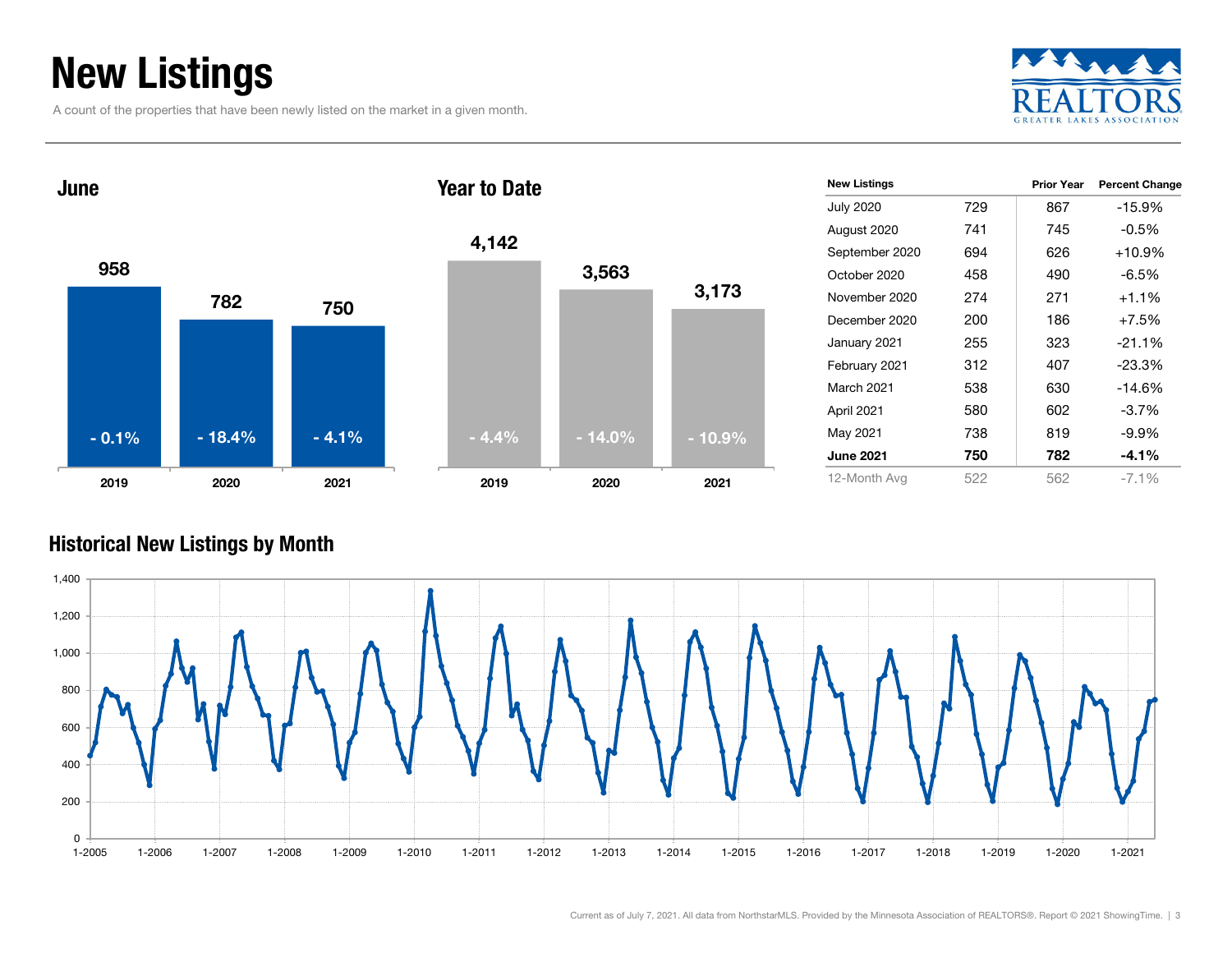# New Listings

A count of the properties that have been newly listed on the market in a given month.

## June

| | 2019 | 2020 | 2021 |
|---|---|---|---|
| New Listings | 958 | 782 | 750 |
| Percent Change | - 0.1% | - 18.4% | - 4.1% |

## Year to Date

| | 2019 | 2020 | 2021 |
|---|---|---|---|
| New Listings | 4,142 | 3,563 | 3,173 |
| Percent Change | - 4.4% | - 14.0% | - 10.9% |

| New Listings | | Prior Year | Percent Change |
|---|---|---|---|
| July 2020 | 729 | 867 | -15.9% |
| August 2020 | 741 | 745 | -0.5% |
| September 2020 | 694 | 626 | +10.9% |
| October 2020 | 458 | 490 | -6.5% |
| November 2020 | 274 | 271 | +1.1% |
| December 2020 | 200 | 186 | +7.5% |
| January 2021 | 255 | 323 | -21.1% |
| February 2021 | 312 | 407 | -23.3% |
| March 2021 | 538 | 630 | -14.6% |
| April 2021 | 580 | 602 | -3.7% |
| May 2021 | 738 | 819 | -9.9% |
| **June 2021** | **750** | **782** | **-4.1%** |
| 12-Month Avg | 522 | 562 | -7.1% |

## Historical New Listings by Month

Current as of July 7, 2021. All data from NorthstarMLS. Provided by the Minnesota Association of REALTORS®. Report © 2021 ShowingTime.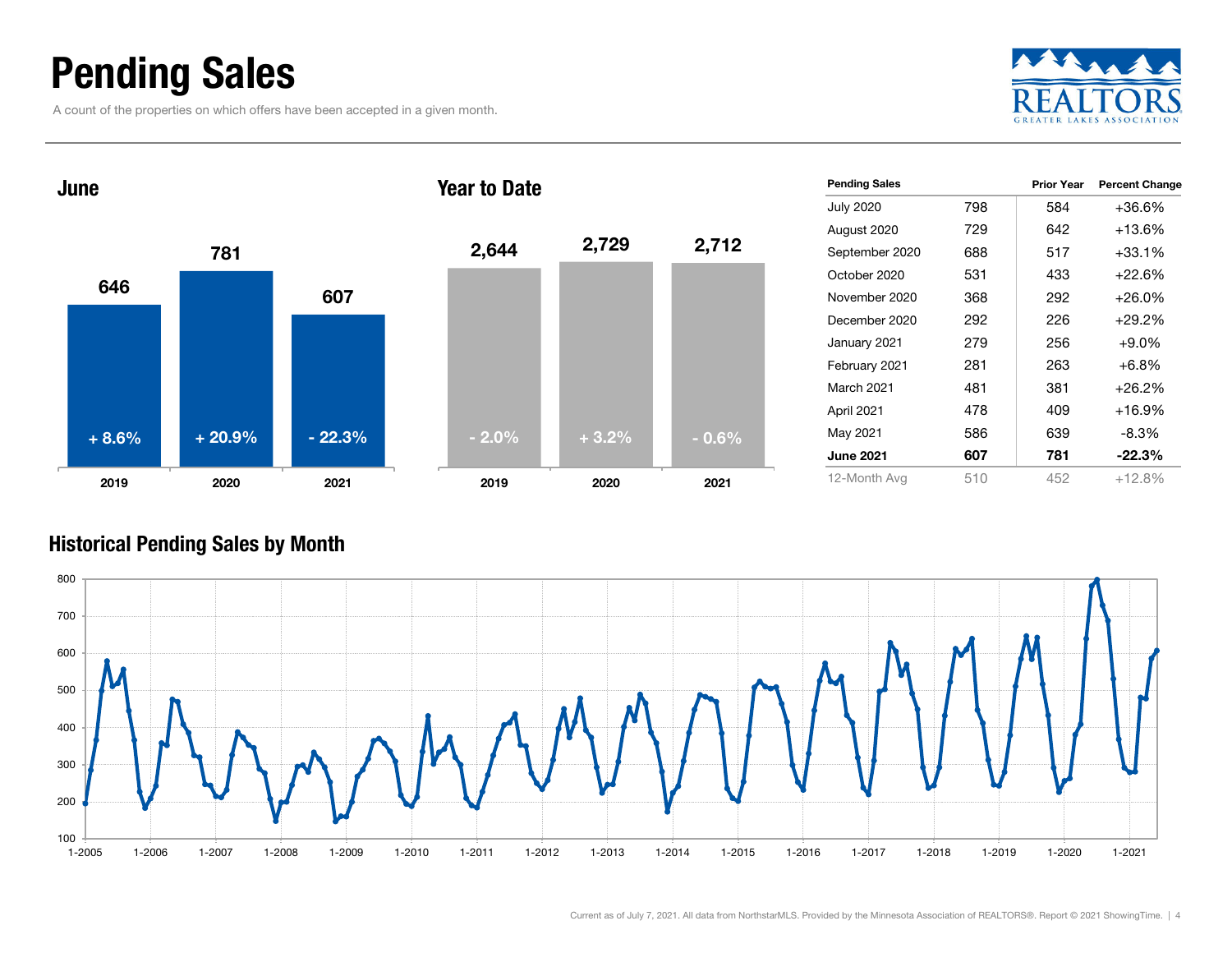# Pending Sales

A count of the properties on which offers have been accepted in a given month.

## June

| | 2019 | 2020 | 2021 |
|---|---|---|---|
| Pending Sales | 646 | 781 | 607 |
| Change | + 8.6% | + 20.9% | - 22.3% |

## Year to Date

| | 2019 | 2020 | 2021 |
|---|---|---|---|
| Pending Sales | 2,644 | 2,729 | 2,712 |
| Change | - 2.0% | + 3.2% | - 0.6% |

| Pending Sales | | Prior Year | Percent Change |
|---|---|---|---|
| July 2020 | 798 | 584 | +36.6% |
| August 2020 | 729 | 642 | +13.6% |
| September 2020 | 688 | 517 | +33.1% |
| October 2020 | 531 | 433 | +22.6% |
| November 2020 | 368 | 292 | +26.0% |
| December 2020 | 292 | 226 | +29.2% |
| January 2021 | 279 | 256 | +9.0% |
| February 2021 | 281 | 263 | +6.8% |
| March 2021 | 481 | 381 | +26.2% |
| April 2021 | 478 | 409 | +16.9% |
| May 2021 | 586 | 639 | -8.3% |
| **June 2021** | **607** | **781** | **-22.3%** |
| 12-Month Avg | 510 | 452 | +12.8% |

## Historical Pending Sales by Month

Current as of July 7, 2021. All data from NorthstarMLS. Provided by the Minnesota Association of REALTORS®. Report © 2021 ShowingTime.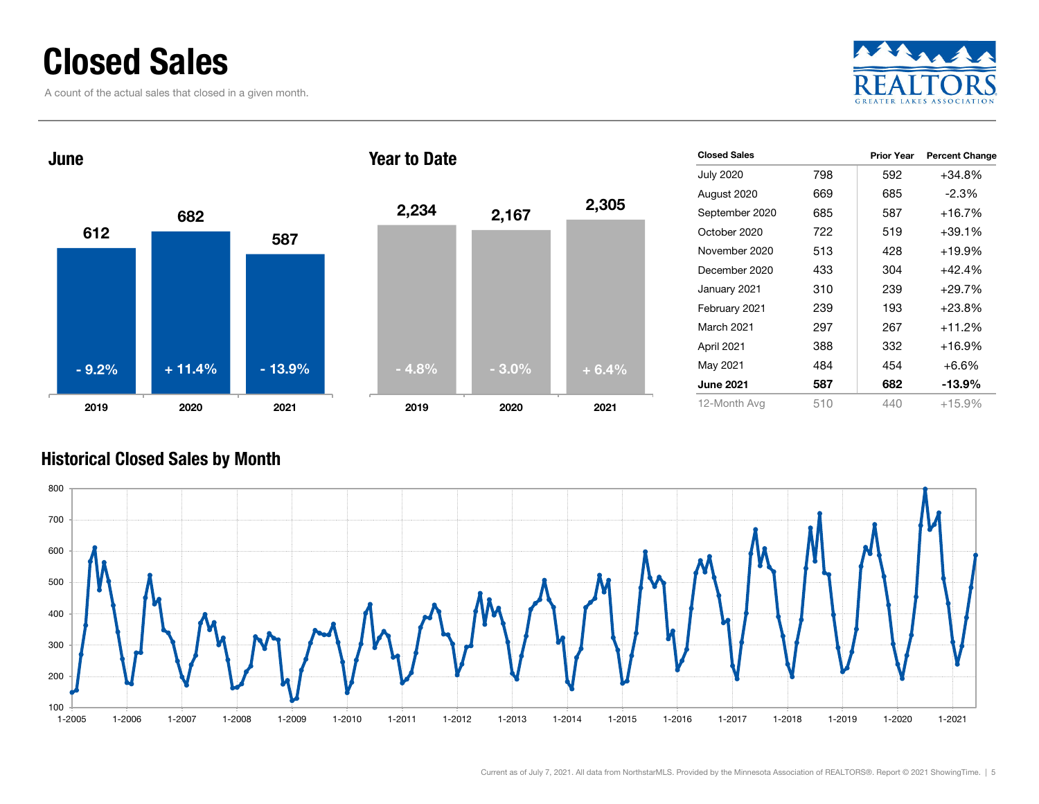# Closed Sales

A count of the actual sales that closed in a given month.

## June

| | 2019 | 2020 | 2021 |
|---|---|---|---|
| Closed Sales | 612 | 682 | 587 |
| Change | - 9.2% | + 11.4% | - 13.9% |

## Year to Date

| | 2019 | 2020 | 2021 |
|---|---|---|---|
| Closed Sales | 2,234 | 2,167 | 2,305 |
| Change | - 4.8% | - 3.0% | + 6.4% |

| Closed Sales | | Prior Year | Percent Change |
|---|---|---|---|
| July 2020 | 798 | 592 | +34.8% |
| August 2020 | 669 | 685 | -2.3% |
| September 2020 | 685 | 587 | +16.7% |
| October 2020 | 722 | 519 | +39.1% |
| November 2020 | 513 | 428 | +19.9% |
| December 2020 | 433 | 304 | +42.4% |
| January 2021 | 310 | 239 | +29.7% |
| February 2021 | 239 | 193 | +23.8% |
| March 2021 | 297 | 267 | +11.2% |
| April 2021 | 388 | 332 | +16.9% |
| May 2021 | 484 | 454 | +6.6% |
| **June 2021** | **587** | **682** | **-13.9%** |
| 12-Month Avg | 510 | 440 | +15.9% |

## Historical Closed Sales by Month

Current as of July 7, 2021. All data from NorthstarMLS. Provided by the Minnesota Association of REALTORS®. Report © 2021 ShowingTime.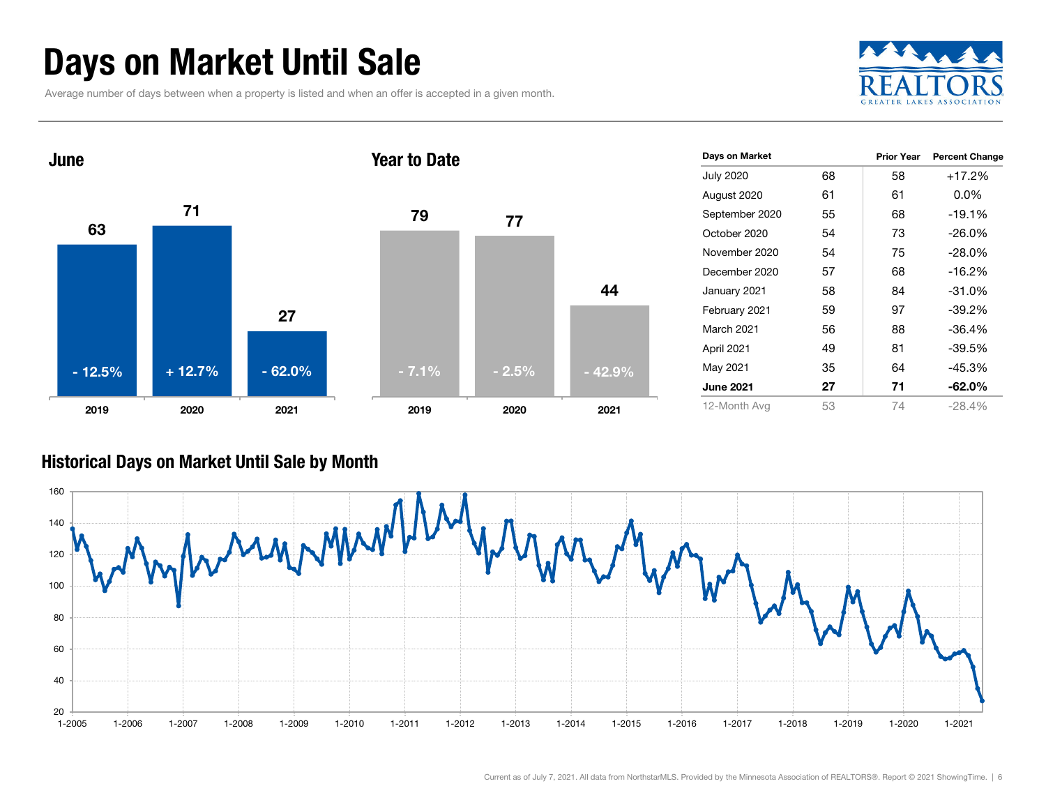# Days on Market Until Sale

Average number of days between when a property is listed and when an offer is accepted in a given month.

REALTORS
GREATER LAKES ASSOCIATION

## June

| Year | Days | Change |
|---|---|---|
| 2019 | 63 | - 12.5% |
| 2020 | 71 | + 12.7% |
| 2021 | 27 | - 62.0% |

## Year to Date

| Year | Days | Change |
|---|---|---|
| 2019 | 79 | - 7.1% |
| 2020 | 77 | - 2.5% |
| 2021 | 44 | - 42.9% |

| Days on Market | | Prior Year | Percent Change |
|---|---|---|---|
| July 2020 | 68 | 58 | +17.2% |
| August 2020 | 61 | 61 | 0.0% |
| September 2020 | 55 | 68 | -19.1% |
| October 2020 | 54 | 73 | -26.0% |
| November 2020 | 54 | 75 | -28.0% |
| December 2020 | 57 | 68 | -16.2% |
| January 2021 | 58 | 84 | -31.0% |
| February 2021 | 59 | 97 | -39.2% |
| March 2021 | 56 | 88 | -36.4% |
| April 2021 | 49 | 81 | -39.5% |
| May 2021 | 35 | 64 | -45.3% |
| **June 2021** | **27** | **71** | **-62.0%** |
| 12-Month Avg | 53 | 74 | -28.4% |

## Historical Days on Market Until Sale by Month

Current as of July 7, 2021. All data from NorthstarMLS. Provided by the Minnesota Association of REALTORS®. Report © 2021 ShowingTime.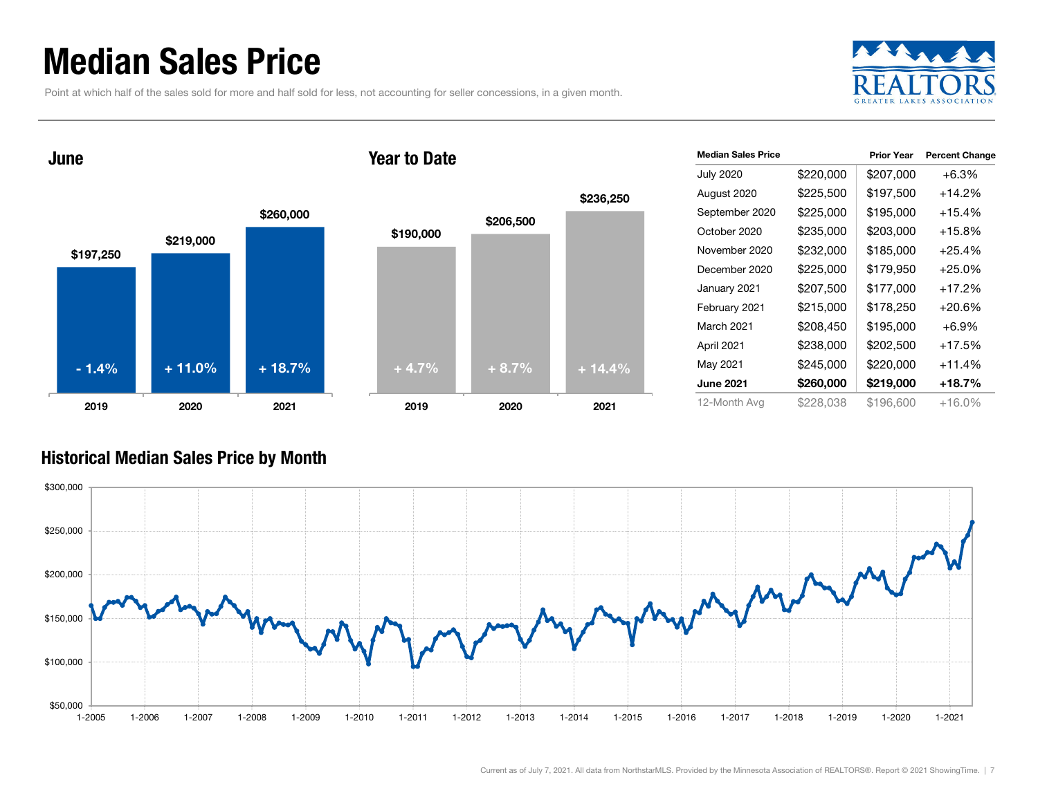# Median Sales Price

Point at which half of the sales sold for more and half sold for less, not accounting for seller concessions, in a given month.

## June

| Year | Median Sales Price | Change |
|---|---|---|
| 2019 | $197,250 | - 1.4% |
| 2020 | $219,000 | + 11.0% |
| 2021 | $260,000 | + 18.7% |

## Year to Date

| Year | Median Sales Price | Change |
|---|---|---|
| 2019 | $190,000 | + 4.7% |
| 2020 | $206,500 | + 8.7% |
| 2021 | $236,250 | + 14.4% |

| Median Sales Price | | Prior Year | Percent Change |
|---|---|---|---|
| July 2020 | $220,000 | $207,000 | +6.3% |
| August 2020 | $225,500 | $197,500 | +14.2% |
| September 2020 | $225,000 | $195,000 | +15.4% |
| October 2020 | $235,000 | $203,000 | +15.8% |
| November 2020 | $232,000 | $185,000 | +25.4% |
| December 2020 | $225,000 | $179,950 | +25.0% |
| January 2021 | $207,500 | $177,000 | +17.2% |
| February 2021 | $215,000 | $178,250 | +20.6% |
| March 2021 | $208,450 | $195,000 | +6.9% |
| April 2021 | $238,000 | $202,500 | +17.5% |
| May 2021 | $245,000 | $220,000 | +11.4% |
| **June 2021** | **$260,000** | **$219,000** | **+18.7%** |
| 12-Month Avg | $228,038 | $196,600 | +16.0% |

## Historical Median Sales Price by Month

Current as of July 7, 2021. All data from NorthstarMLS. Provided by the Minnesota Association of REALTORS®. Report © 2021 ShowingTime.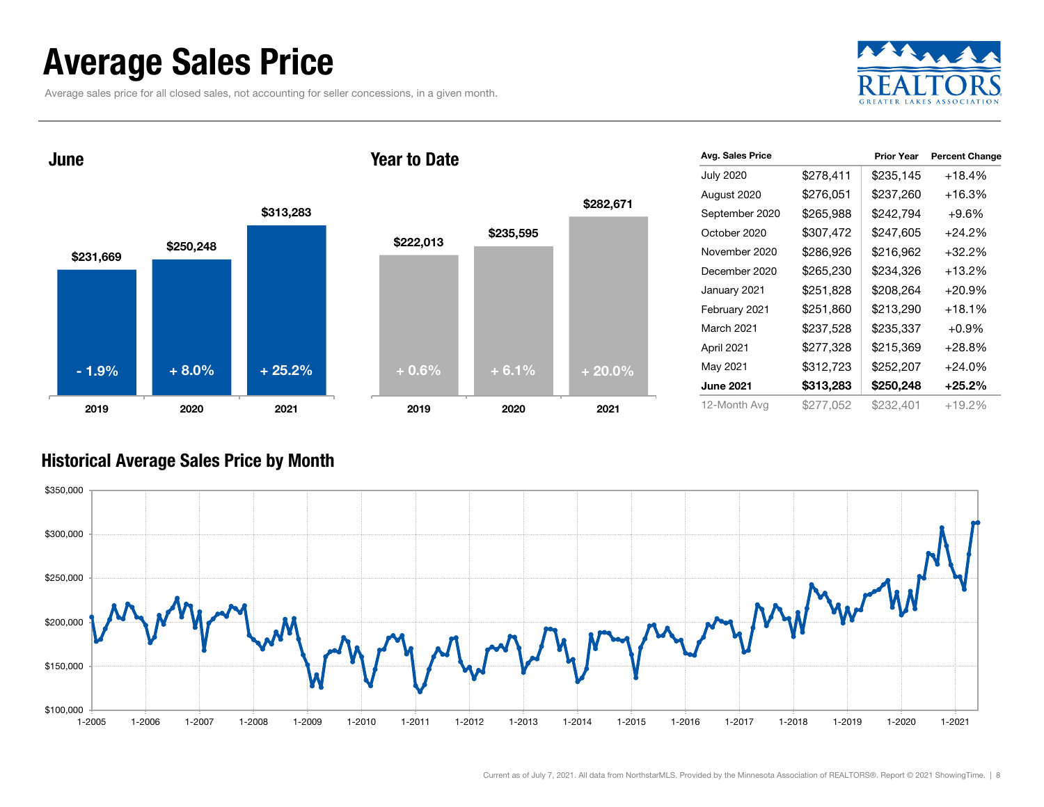# Average Sales Price

Average sales price for all closed sales, not accounting for seller concessions, in a given month.

## June

| Year | Average Sales Price | Change |
|---|---|---|
| 2019 | $231,669 | - 1.9% |
| 2020 | $250,248 | + 8.0% |
| 2021 | $313,283 | + 25.2% |

## Year to Date

| Year | Average Sales Price | Change |
|---|---|---|
| 2019 | $222,013 | + 0.6% |
| 2020 | $235,595 | + 6.1% |
| 2021 | $282,671 | + 20.0% |

| Avg. Sales Price | | Prior Year | Percent Change |
|---|---|---|---|
| July 2020 | $278,411 | $235,145 | +18.4% |
| August 2020 | $276,051 | $237,260 | +16.3% |
| September 2020 | $265,988 | $242,794 | +9.6% |
| October 2020 | $307,472 | $247,605 | +24.2% |
| November 2020 | $286,926 | $216,962 | +32.2% |
| December 2020 | $265,230 | $234,326 | +13.2% |
| January 2021 | $251,828 | $208,264 | +20.9% |
| February 2021 | $251,860 | $213,290 | +18.1% |
| March 2021 | $237,528 | $235,337 | +0.9% |
| April 2021 | $277,328 | $215,369 | +28.8% |
| May 2021 | $312,723 | $252,207 | +24.0% |
| **June 2021** | **$313,283** | **$250,248** | **+25.2%** |
| 12-Month Avg | $277,052 | $232,401 | +19.2% |

## Historical Average Sales Price by Month

Current as of July 7, 2021. All data from NorthstarMLS. Provided by the Minnesota Association of REALTORS®. Report © 2021 ShowingTime.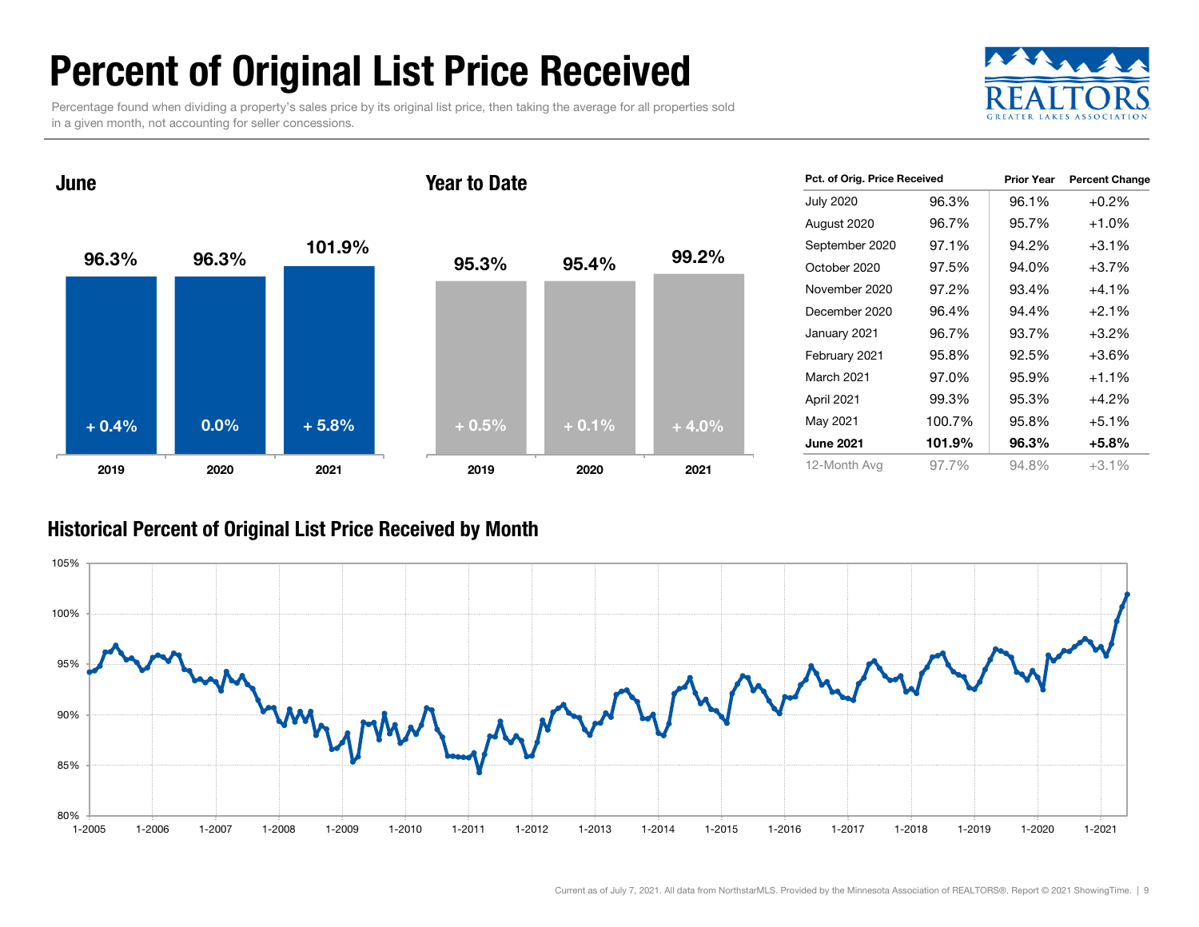# Percent of Original List Price Received

Percentage found when dividing a property's sales price by its original list price, then taking the average for all properties sold in a given month, not accounting for seller concessions.

REALTORS GREATER LAKES ASSOCIATION

## June

| | 2019 | 2020 | 2021 |
|---|---|---|---|
| Percent of Original List Price Received | 96.3% | 96.3% | 101.9% |
| Change | + 0.4% | 0.0% | + 5.8% |

## Year to Date

| | 2019 | 2020 | 2021 |
|---|---|---|---|
| Percent of Original List Price Received | 95.3% | 95.4% | 99.2% |
| Change | + 0.5% | + 0.1% | + 4.0% |

| Pct. of Orig. Price Received | | Prior Year | Percent Change |
|---|---|---|---|
| July 2020 | 96.3% | 96.1% | +0.2% |
| August 2020 | 96.7% | 95.7% | +1.0% |
| September 2020 | 97.1% | 94.2% | +3.1% |
| October 2020 | 97.5% | 94.0% | +3.7% |
| November 2020 | 97.2% | 93.4% | +4.1% |
| December 2020 | 96.4% | 94.4% | +2.1% |
| January 2021 | 96.7% | 93.7% | +3.2% |
| February 2021 | 95.8% | 92.5% | +3.6% |
| March 2021 | 97.0% | 95.9% | +1.1% |
| April 2021 | 99.3% | 95.3% | +4.2% |
| May 2021 | 100.7% | 95.8% | +5.1% |
| **June 2021** | **101.9%** | **96.3%** | **+5.8%** |
| 12-Month Avg | 97.7% | 94.8% | +3.1% |

## Historical Percent of Original List Price Received by Month

Current as of July 7, 2021. All data from NorthstarMLS. Provided by the Minnesota Association of REALTORS®. Report © 2021 ShowingTime.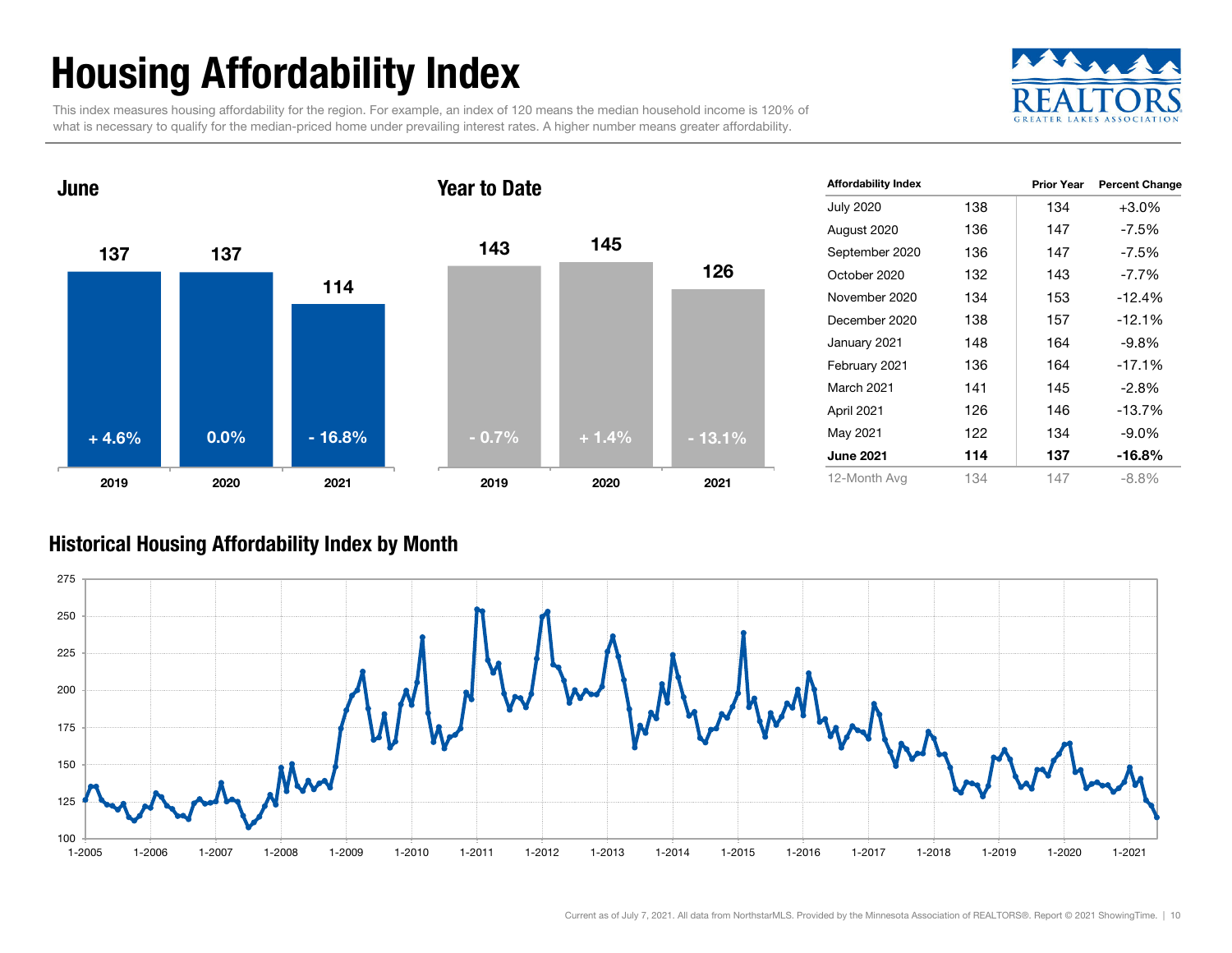# Housing Affordability Index

This index measures housing affordability for the region. For example, an index of 120 means the median household income is 120% of what is necessary to qualify for the median-priced home under prevailing interest rates. A higher number means greater affordability.

REALTORS GREATER LAKES ASSOCIATION

### June

| | 2019 | 2020 | 2021 |
|---|---|---|---|
| Index | 137 | 137 | 114 |
| Change | + 4.6% | 0.0% | - 16.8% |

### Year to Date

| | 2019 | 2020 | 2021 |
|---|---|---|---|
| Index | 143 | 145 | 126 |
| Change | - 0.7% | + 1.4% | - 13.1% |

| Affordability Index | | Prior Year | Percent Change |
|---|---|---|---|
| July 2020 | 138 | 134 | +3.0% |
| August 2020 | 136 | 147 | -7.5% |
| September 2020 | 136 | 147 | -7.5% |
| October 2020 | 132 | 143 | -7.7% |
| November 2020 | 134 | 153 | -12.4% |
| December 2020 | 138 | 157 | -12.1% |
| January 2021 | 148 | 164 | -9.8% |
| February 2021 | 136 | 164 | -17.1% |
| March 2021 | 141 | 145 | -2.8% |
| April 2021 | 126 | 146 | -13.7% |
| May 2021 | 122 | 134 | -9.0% |
| **June 2021** | **114** | **137** | **-16.8%** |
| 12-Month Avg | 134 | 147 | -8.8% |

### Historical Housing Affordability Index by Month

Current as of July 7, 2021. All data from NorthstarMLS. Provided by the Minnesota Association of REALTORS®. Report © 2021 ShowingTime.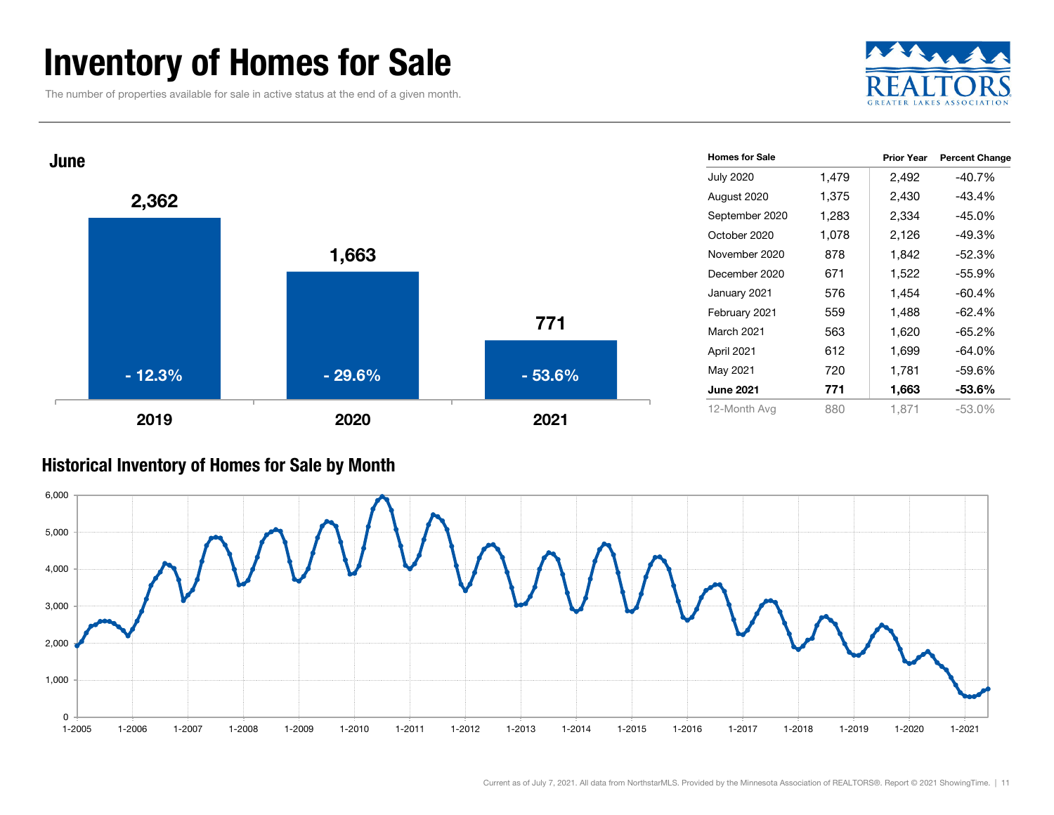# Inventory of Homes for Sale

The number of properties available for sale in active status at the end of a given month.

### June

| Year | Homes for Sale | Percent Change |
| --- | --- | --- |
| 2019 | 2,362 | - 12.3% |
| 2020 | 1,663 | - 29.6% |
| 2021 | 771 | - 53.6% |

| Homes for Sale | | Prior Year | Percent Change |
| --- | --- | --- | --- |
| July 2020 | 1,479 | 2,492 | -40.7% |
| August 2020 | 1,375 | 2,430 | -43.4% |
| September 2020 | 1,283 | 2,334 | -45.0% |
| October 2020 | 1,078 | 2,126 | -49.3% |
| November 2020 | 878 | 1,842 | -52.3% |
| December 2020 | 671 | 1,522 | -55.9% |
| January 2021 | 576 | 1,454 | -60.4% |
| February 2021 | 559 | 1,488 | -62.4% |
| March 2021 | 563 | 1,620 | -65.2% |
| April 2021 | 612 | 1,699 | -64.0% |
| May 2021 | 720 | 1,781 | -59.6% |
| **June 2021** | **771** | **1,663** | **-53.6%** |
| 12-Month Avg | 880 | 1,871 | -53.0% |

### Historical Inventory of Homes for Sale by Month

Current as of July 7, 2021. All data from NorthstarMLS. Provided by the Minnesota Association of REALTORS®. Report © 2021 ShowingTime.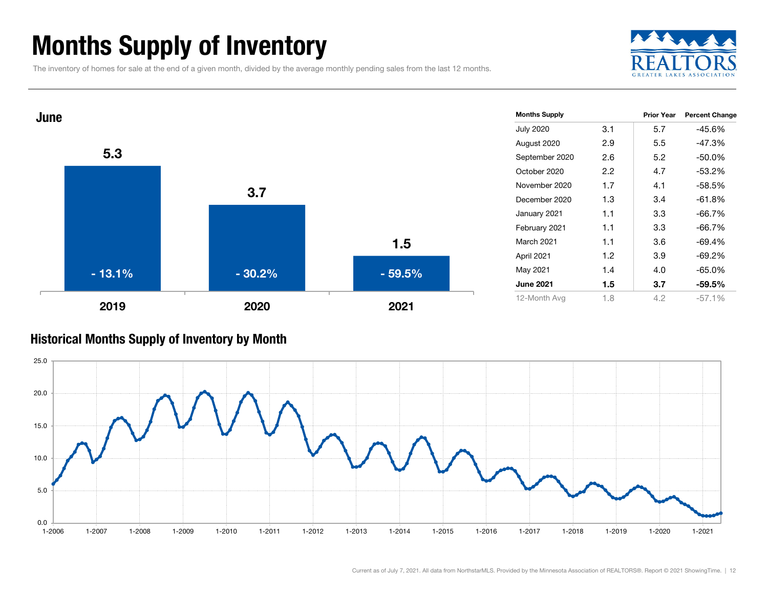# Months Supply of Inventory

The inventory of homes for sale at the end of a given month, divided by the average monthly pending sales from the last 12 months.

## June

| Year | Months Supply | Percent Change |
|---|---|---|
| 2019 | 5.3 | - 13.1% |
| 2020 | 3.7 | - 30.2% |
| 2021 | 1.5 | - 59.5% |

| Months Supply | | Prior Year | Percent Change |
|---|---|---|---|
| July 2020 | 3.1 | 5.7 | -45.6% |
| August 2020 | 2.9 | 5.5 | -47.3% |
| September 2020 | 2.6 | 5.2 | -50.0% |
| October 2020 | 2.2 | 4.7 | -53.2% |
| November 2020 | 1.7 | 4.1 | -58.5% |
| December 2020 | 1.3 | 3.4 | -61.8% |
| January 2021 | 1.1 | 3.3 | -66.7% |
| February 2021 | 1.1 | 3.3 | -66.7% |
| March 2021 | 1.1 | 3.6 | -69.4% |
| April 2021 | 1.2 | 3.9 | -69.2% |
| May 2021 | 1.4 | 4.0 | -65.0% |
| **June 2021** | **1.5** | **3.7** | **-59.5%** |
| 12-Month Avg | 1.8 | 4.2 | -57.1% |

## Historical Months Supply of Inventory by Month

Current as of July 7, 2021. All data from NorthstarMLS. Provided by the Minnesota Association of REALTORS®. Report © 2021 ShowingTime.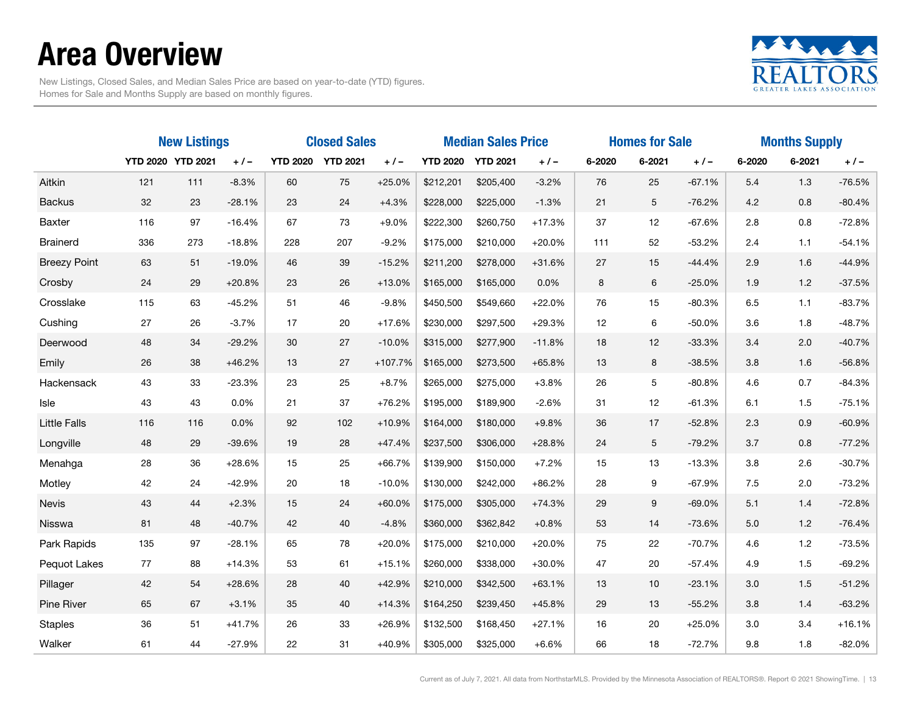# Area Overview

New Listings, Closed Sales, and Median Sales Price are based on year-to-date (YTD) figures.
Homes for Sale and Months Supply are based on monthly figures.

| | New Listings | | | Closed Sales | | | Median Sales Price | | | Homes for Sale | | | Months Supply | | |
|---|---|---|---|---|---|---|---|---|---|---|---|---|---|---|---|
| | YTD 2020 | YTD 2021 | + / – | YTD 2020 | YTD 2021 | + / – | YTD 2020 | YTD 2021 | + / – | 6-2020 | 6-2021 | + / – | 6-2020 | 6-2021 | + / – |
| Aitkin | 121 | 111 | -8.3% | 60 | 75 | +25.0% | $212,201 | $205,400 | -3.2% | 76 | 25 | -67.1% | 5.4 | 1.3 | -76.5% |
| Backus | 32 | 23 | -28.1% | 23 | 24 | +4.3% | $228,000 | $225,000 | -1.3% | 21 | 5 | -76.2% | 4.2 | 0.8 | -80.4% |
| Baxter | 116 | 97 | -16.4% | 67 | 73 | +9.0% | $222,300 | $260,750 | +17.3% | 37 | 12 | -67.6% | 2.8 | 0.8 | -72.8% |
| Brainerd | 336 | 273 | -18.8% | 228 | 207 | -9.2% | $175,000 | $210,000 | +20.0% | 111 | 52 | -53.2% | 2.4 | 1.1 | -54.1% |
| Breezy Point | 63 | 51 | -19.0% | 46 | 39 | -15.2% | $211,200 | $278,000 | +31.6% | 27 | 15 | -44.4% | 2.9 | 1.6 | -44.9% |
| Crosby | 24 | 29 | +20.8% | 23 | 26 | +13.0% | $165,000 | $165,000 | 0.0% | 8 | 6 | -25.0% | 1.9 | 1.2 | -37.5% |
| Crosslake | 115 | 63 | -45.2% | 51 | 46 | -9.8% | $450,500 | $549,660 | +22.0% | 76 | 15 | -80.3% | 6.5 | 1.1 | -83.7% |
| Cushing | 27 | 26 | -3.7% | 17 | 20 | +17.6% | $230,000 | $297,500 | +29.3% | 12 | 6 | -50.0% | 3.6 | 1.8 | -48.7% |
| Deerwood | 48 | 34 | -29.2% | 30 | 27 | -10.0% | $315,000 | $277,900 | -11.8% | 18 | 12 | -33.3% | 3.4 | 2.0 | -40.7% |
| Emily | 26 | 38 | +46.2% | 13 | 27 | +107.7% | $165,000 | $273,500 | +65.8% | 13 | 8 | -38.5% | 3.8 | 1.6 | -56.8% |
| Hackensack | 43 | 33 | -23.3% | 23 | 25 | +8.7% | $265,000 | $275,000 | +3.8% | 26 | 5 | -80.8% | 4.6 | 0.7 | -84.3% |
| Isle | 43 | 43 | 0.0% | 21 | 37 | +76.2% | $195,000 | $189,900 | -2.6% | 31 | 12 | -61.3% | 6.1 | 1.5 | -75.1% |
| Little Falls | 116 | 116 | 0.0% | 92 | 102 | +10.9% | $164,000 | $180,000 | +9.8% | 36 | 17 | -52.8% | 2.3 | 0.9 | -60.9% |
| Longville | 48 | 29 | -39.6% | 19 | 28 | +47.4% | $237,500 | $306,000 | +28.8% | 24 | 5 | -79.2% | 3.7 | 0.8 | -77.2% |
| Menahga | 28 | 36 | +28.6% | 15 | 25 | +66.7% | $139,900 | $150,000 | +7.2% | 15 | 13 | -13.3% | 3.8 | 2.6 | -30.7% |
| Motley | 42 | 24 | -42.9% | 20 | 18 | -10.0% | $130,000 | $242,000 | +86.2% | 28 | 9 | -67.9% | 7.5 | 2.0 | -73.2% |
| Nevis | 43 | 44 | +2.3% | 15 | 24 | +60.0% | $175,000 | $305,000 | +74.3% | 29 | 9 | -69.0% | 5.1 | 1.4 | -72.8% |
| Nisswa | 81 | 48 | -40.7% | 42 | 40 | -4.8% | $360,000 | $362,842 | +0.8% | 53 | 14 | -73.6% | 5.0 | 1.2 | -76.4% |
| Park Rapids | 135 | 97 | -28.1% | 65 | 78 | +20.0% | $175,000 | $210,000 | +20.0% | 75 | 22 | -70.7% | 4.6 | 1.2 | -73.5% |
| Pequot Lakes | 77 | 88 | +14.3% | 53 | 61 | +15.1% | $260,000 | $338,000 | +30.0% | 47 | 20 | -57.4% | 4.9 | 1.5 | -69.2% |
| Pillager | 42 | 54 | +28.6% | 28 | 40 | +42.9% | $210,000 | $342,500 | +63.1% | 13 | 10 | -23.1% | 3.0 | 1.5 | -51.2% |
| Pine River | 65 | 67 | +3.1% | 35 | 40 | +14.3% | $164,250 | $239,450 | +45.8% | 29 | 13 | -55.2% | 3.8 | 1.4 | -63.2% |
| Staples | 36 | 51 | +41.7% | 26 | 33 | +26.9% | $132,500 | $168,450 | +27.1% | 16 | 20 | +25.0% | 3.0 | 3.4 | +16.1% |
| Walker | 61 | 44 | -27.9% | 22 | 31 | +40.9% | $305,000 | $325,000 | +6.6% | 66 | 18 | -72.7% | 9.8 | 1.8 | -82.0% |

Current as of July 7, 2021. All data from NorthstarMLS. Provided by the Minnesota Association of REALTORS®. Report © 2021 ShowingTime.